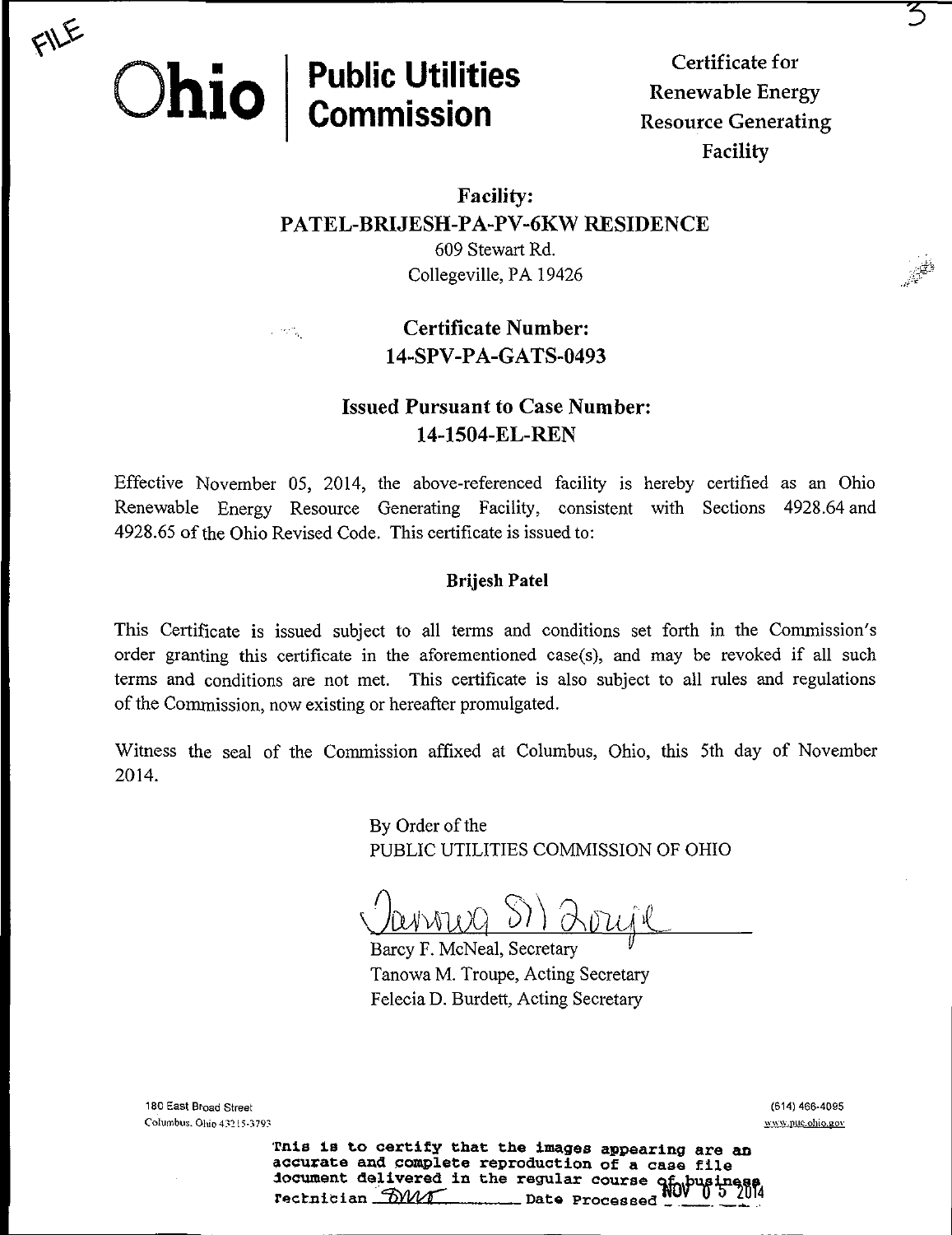FILE

# Ohio | Public Utilities Commission

Certificate for Renewable Energy Resource Generating Facility

**Facility:**
**PATEL-BRIJESH-PA-PV-6KW RESIDENCE**
609 Stewart Rd.
Collegeville, PA 19426

**Certificate Number:**
**14-SPV-PA-GATS-0493**

**Issued Pursuant to Case Number:**
**14-1504-EL-REN**

Effective November 05, 2014, the above-referenced facility is hereby certified as an Ohio Renewable Energy Resource Generating Facility, consistent with Sections 4928.64 and 4928.65 of the Ohio Revised Code. This certificate is issued to:

**Brijesh Patel**

This Certificate is issued subject to all terms and conditions set forth in the Commission's order granting this certificate in the aforementioned case(s), and may be revoked if all such terms and conditions are not met. This certificate is also subject to all rules and regulations of the Commission, now existing or hereafter promulgated.

Witness the seal of the Commission affixed at Columbus, Ohio, this 5th day of November 2014.

By Order of the
PUBLIC UTILITIES COMMISSION OF OHIO

Barcy F. McNeal, Secretary
Tanowa M. Troupe, Acting Secretary
Felecia D. Burdett, Acting Secretary

180 East Broad Street
Columbus, Ohio 43215-3793

(614) 466-4095
www.puc.ohio.gov

This is to certify that the images appearing are an accurate and complete reproduction of a case file document delivered in the regular course of business
Technician DM Date Processed NOV 05 2014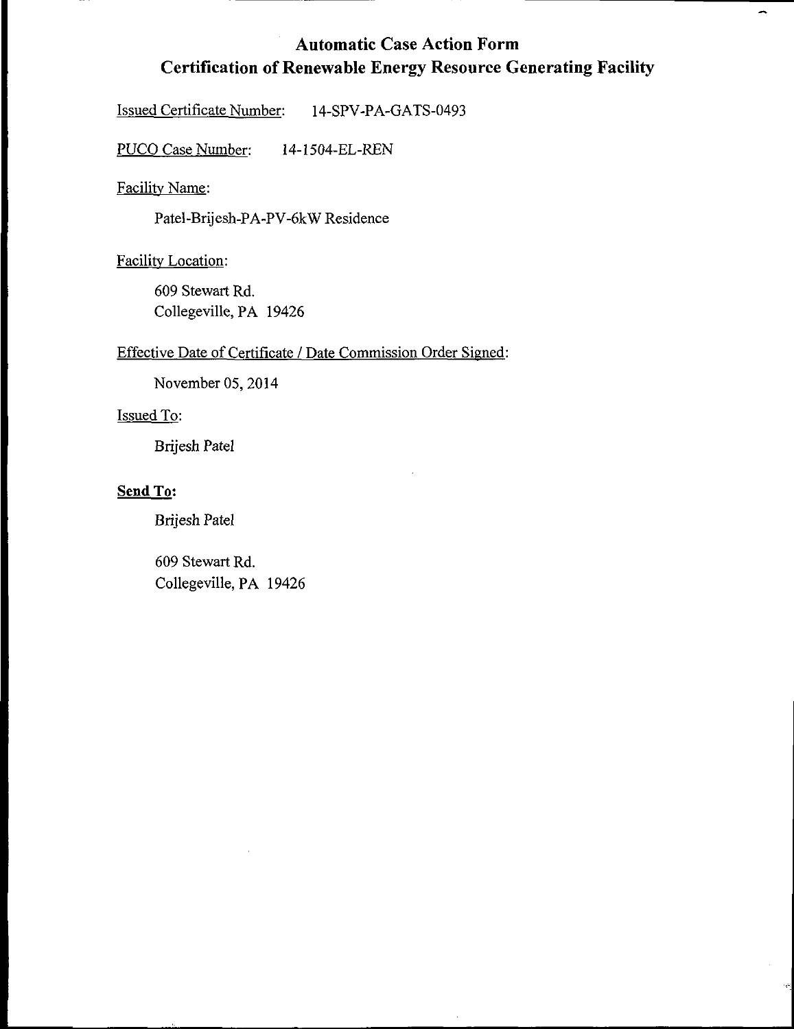# Automatic Case Action Form
# Certification of Renewable Energy Resource Generating Facility

Issued Certificate Number: 14-SPV-PA-GATS-0493

PUCO Case Number: 14-1504-EL-REN

Facility Name:

Patel-Brijesh-PA-PV-6kW Residence

Facility Location:

609 Stewart Rd.
Collegeville, PA 19426

Effective Date of Certificate / Date Commission Order Signed:

November 05, 2014

Issued To:

Brijesh Patel

**Send To:**

Brijesh Patel

609 Stewart Rd.
Collegeville, PA 19426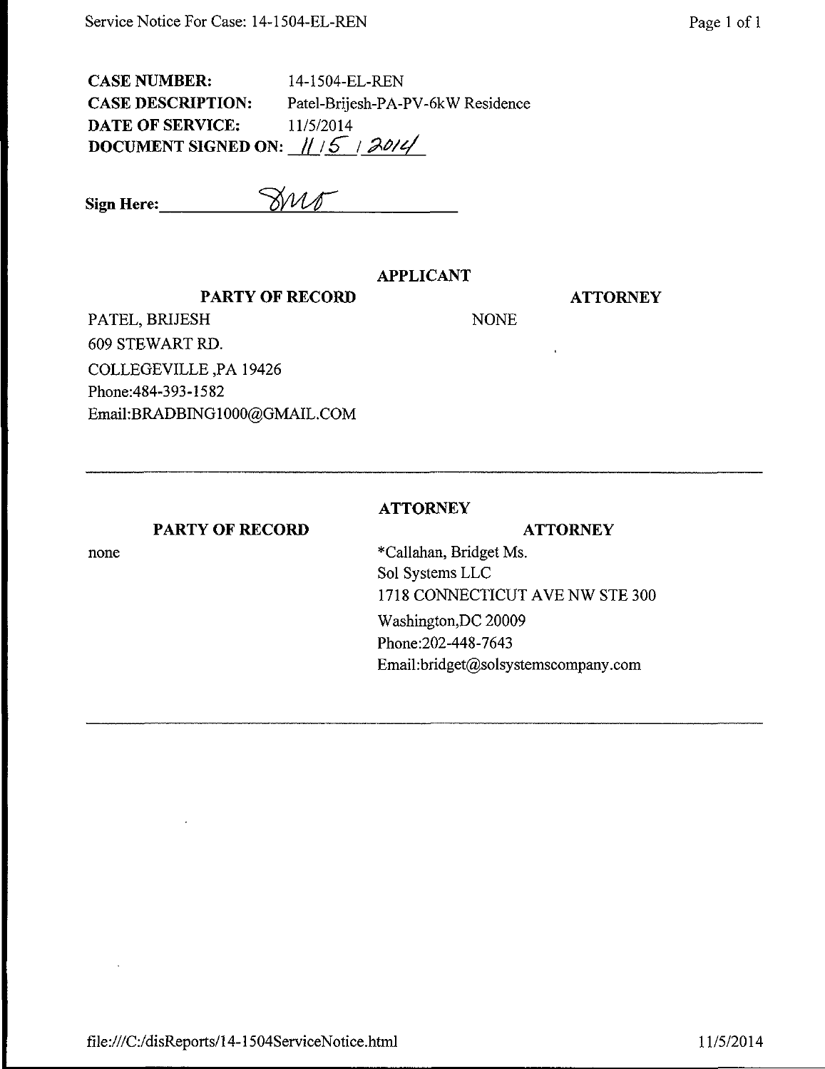**CASE NUMBER:** 14-1504-EL-REN
**CASE DESCRIPTION:** Patel-Brijesh-PA-PV-6kW Residence
**DATE OF SERVICE:** 11/5/2014
**DOCUMENT SIGNED ON:** 11/5/2014

**Sign Here:** ________________

## APPLICANT

| PARTY OF RECORD | ATTORNEY |
|---|---|
| PATEL, BRIJESH<br>609 STEWART RD.<br>COLLEGEVILLE ,PA 19426<br>Phone:484-393-1582<br>Email:BRADBING1000@GMAIL.COM | NONE |

---

## ATTORNEY

| PARTY OF RECORD | ATTORNEY |
|---|---|
| none | *Callahan, Bridget Ms.<br>Sol Systems LLC<br>1718 CONNECTICUT AVE NW STE 300<br>Washington,DC 20009<br>Phone:202-448-7643<br>Email:bridget@solsystemscompany.com |

---

file:///C:/disReports/14-1504ServiceNotice.html 11/5/2014